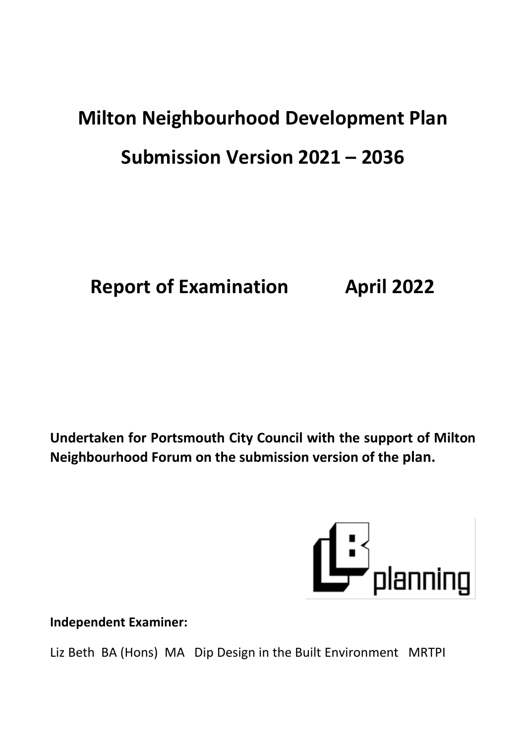# Milton Neighbourhood Development Plan

# Submission Version 2021 – 2036

## Report of Examination April 2022

**Undertaken for Portsmouth City Council with the support of Milton Neighbourhood Forum on the submission version of the plan.**

**Independent Examiner:**

Liz Beth BA (Hons) MA Dip Design in the Built Environment MRTPI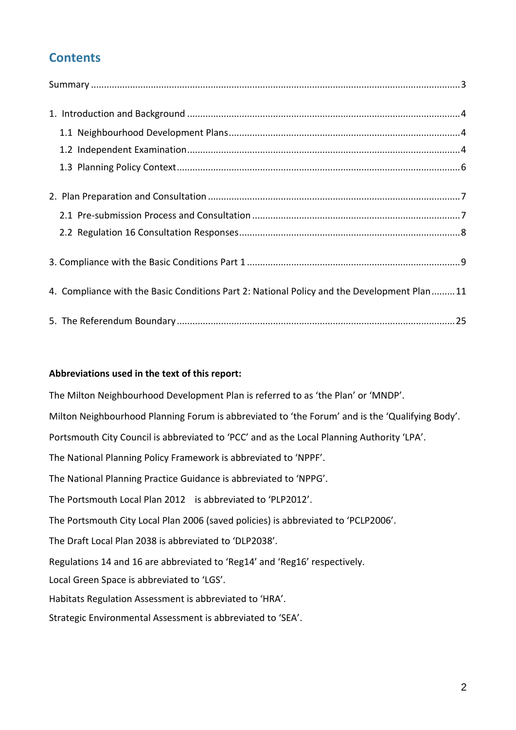## Contents

Summary ..... 3

1. Introduction and Background ..... 4
   - 1.1 Neighbourhood Development Plans ..... 4
   - 1.2 Independent Examination ..... 4
   - 1.3 Planning Policy Context ..... 6

2. Plan Preparation and Consultation ..... 7
   - 2.1 Pre-submission Process and Consultation ..... 7
   - 2.2 Regulation 16 Consultation Responses ..... 8

3. Compliance with the Basic Conditions Part 1 ..... 9

4. Compliance with the Basic Conditions Part 2: National Policy and the Development Plan ..... 11

5. The Referendum Boundary ..... 25

**Abbreviations used in the text of this report:**

The Milton Neighbourhood Development Plan is referred to as 'the Plan' or 'MNDP'.

Milton Neighbourhood Planning Forum is abbreviated to 'the Forum' and is the 'Qualifying Body'.

Portsmouth City Council is abbreviated to 'PCC' and as the Local Planning Authority 'LPA'.

The National Planning Policy Framework is abbreviated to 'NPPF'.

The National Planning Practice Guidance is abbreviated to 'NPPG'.

The Portsmouth Local Plan 2012 is abbreviated to 'PLP2012'.

The Portsmouth City Local Plan 2006 (saved policies) is abbreviated to 'PCLP2006'.

The Draft Local Plan 2038 is abbreviated to 'DLP2038'.

Regulations 14 and 16 are abbreviated to 'Reg14' and 'Reg16' respectively.

Local Green Space is abbreviated to 'LGS'.

Habitats Regulation Assessment is abbreviated to 'HRA'.

Strategic Environmental Assessment is abbreviated to 'SEA'.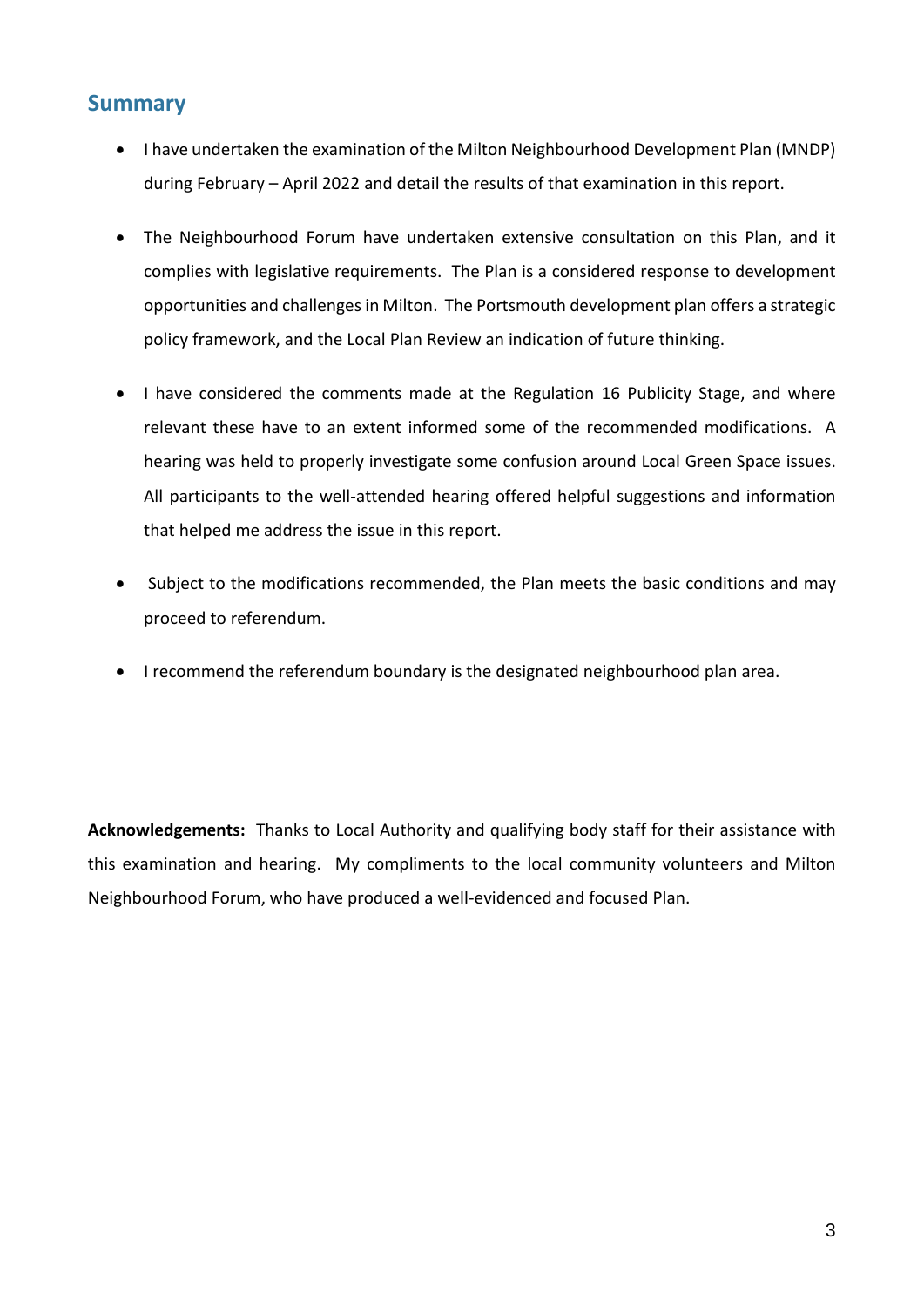## Summary

- I have undertaken the examination of the Milton Neighbourhood Development Plan (MNDP) during February – April 2022 and detail the results of that examination in this report.
- The Neighbourhood Forum have undertaken extensive consultation on this Plan, and it complies with legislative requirements. The Plan is a considered response to development opportunities and challenges in Milton. The Portsmouth development plan offers a strategic policy framework, and the Local Plan Review an indication of future thinking.
- I have considered the comments made at the Regulation 16 Publicity Stage, and where relevant these have to an extent informed some of the recommended modifications. A hearing was held to properly investigate some confusion around Local Green Space issues. All participants to the well-attended hearing offered helpful suggestions and information that helped me address the issue in this report.
- Subject to the modifications recommended, the Plan meets the basic conditions and may proceed to referendum.
- I recommend the referendum boundary is the designated neighbourhood plan area.

**Acknowledgements:** Thanks to Local Authority and qualifying body staff for their assistance with this examination and hearing. My compliments to the local community volunteers and Milton Neighbourhood Forum, who have produced a well-evidenced and focused Plan.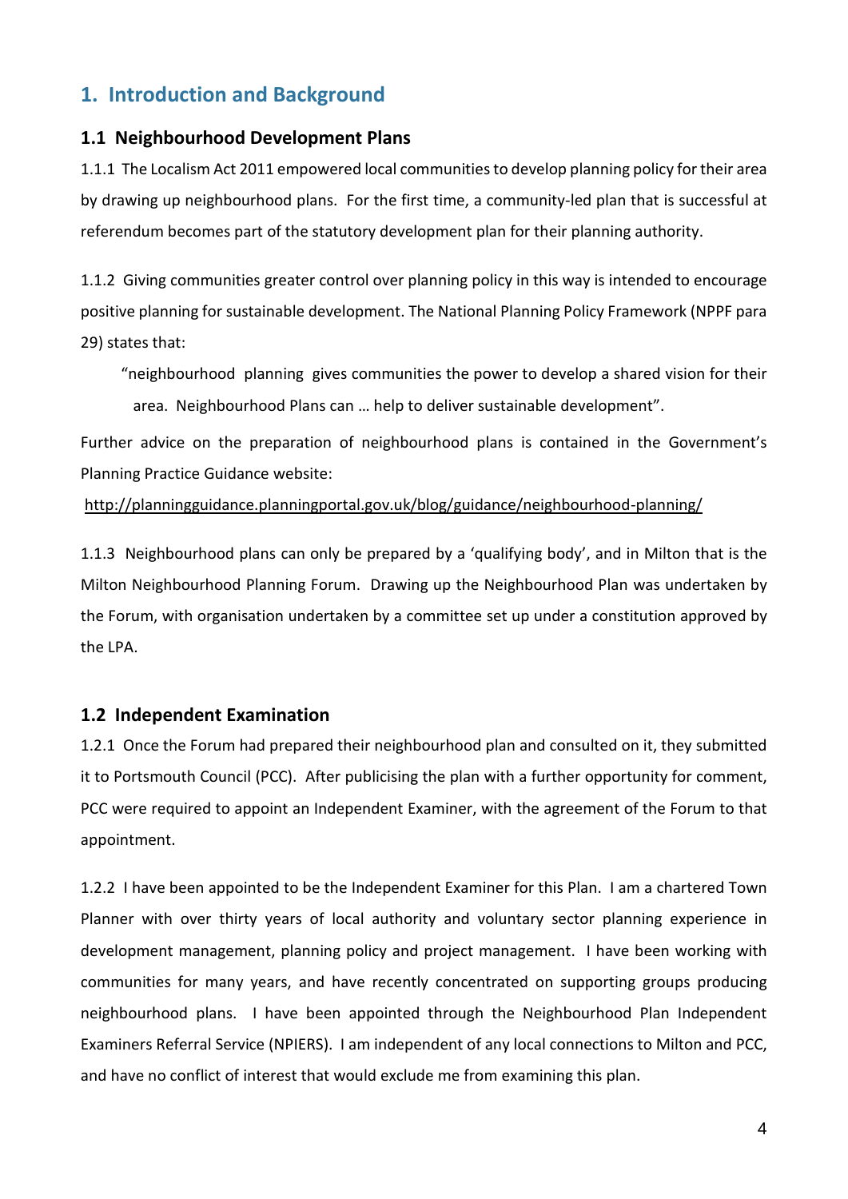# 1. Introduction and Background

## 1.1 Neighbourhood Development Plans

1.1.1 The Localism Act 2011 empowered local communities to develop planning policy for their area by drawing up neighbourhood plans. For the first time, a community-led plan that is successful at referendum becomes part of the statutory development plan for their planning authority.

1.1.2 Giving communities greater control over planning policy in this way is intended to encourage positive planning for sustainable development. The National Planning Policy Framework (NPPF para 29) states that:

> "neighbourhood planning gives communities the power to develop a shared vision for their area. Neighbourhood Plans can … help to deliver sustainable development".

Further advice on the preparation of neighbourhood plans is contained in the Government's Planning Practice Guidance website:

http://planningguidance.planningportal.gov.uk/blog/guidance/neighbourhood-planning/

1.1.3 Neighbourhood plans can only be prepared by a 'qualifying body', and in Milton that is the Milton Neighbourhood Planning Forum. Drawing up the Neighbourhood Plan was undertaken by the Forum, with organisation undertaken by a committee set up under a constitution approved by the LPA.

## 1.2 Independent Examination

1.2.1 Once the Forum had prepared their neighbourhood plan and consulted on it, they submitted it to Portsmouth Council (PCC). After publicising the plan with a further opportunity for comment, PCC were required to appoint an Independent Examiner, with the agreement of the Forum to that appointment.

1.2.2 I have been appointed to be the Independent Examiner for this Plan. I am a chartered Town Planner with over thirty years of local authority and voluntary sector planning experience in development management, planning policy and project management. I have been working with communities for many years, and have recently concentrated on supporting groups producing neighbourhood plans. I have been appointed through the Neighbourhood Plan Independent Examiners Referral Service (NPIERS). I am independent of any local connections to Milton and PCC, and have no conflict of interest that would exclude me from examining this plan.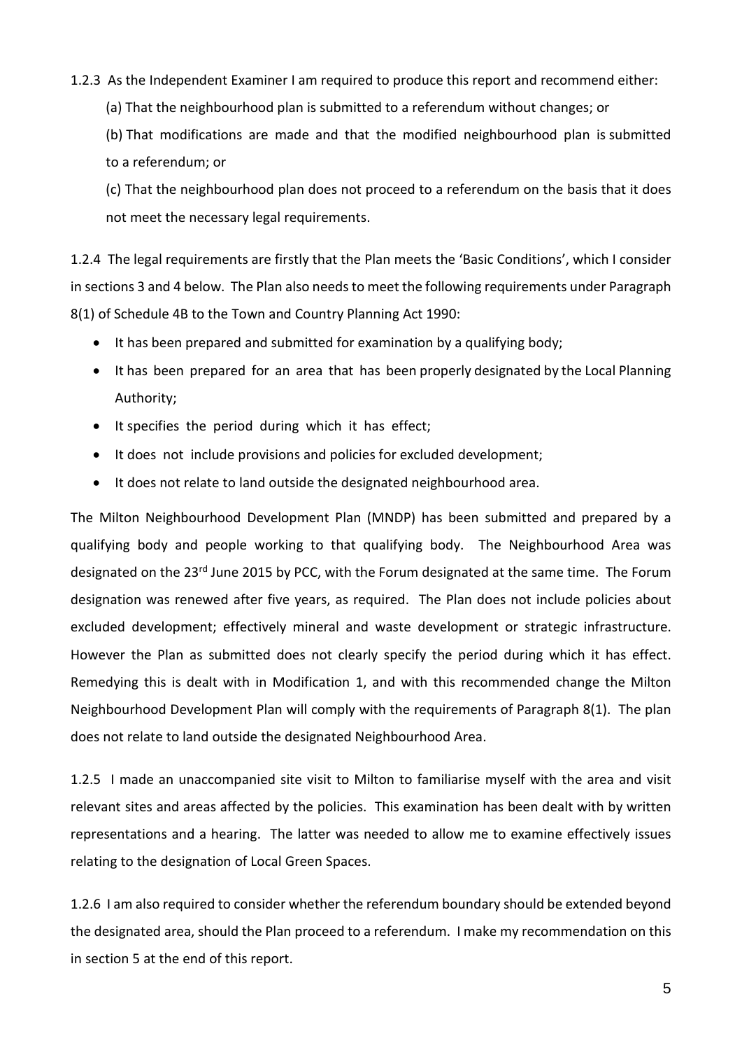1.2.3 As the Independent Examiner I am required to produce this report and recommend either:

(a) That the neighbourhood plan is submitted to a referendum without changes; or

(b) That modifications are made and that the modified neighbourhood plan is submitted to a referendum; or

(c) That the neighbourhood plan does not proceed to a referendum on the basis that it does not meet the necessary legal requirements.

1.2.4 The legal requirements are firstly that the Plan meets the 'Basic Conditions', which I consider in sections 3 and 4 below. The Plan also needs to meet the following requirements under Paragraph 8(1) of Schedule 4B to the Town and Country Planning Act 1990:

- It has been prepared and submitted for examination by a qualifying body;
- It has been prepared for an area that has been properly designated by the Local Planning Authority;
- It specifies the period during which it has effect;
- It does not include provisions and policies for excluded development;
- It does not relate to land outside the designated neighbourhood area.

The Milton Neighbourhood Development Plan (MNDP) has been submitted and prepared by a qualifying body and people working to that qualifying body. The Neighbourhood Area was designated on the 23rd June 2015 by PCC, with the Forum designated at the same time. The Forum designation was renewed after five years, as required. The Plan does not include policies about excluded development; effectively mineral and waste development or strategic infrastructure. However the Plan as submitted does not clearly specify the period during which it has effect. Remedying this is dealt with in Modification 1, and with this recommended change the Milton Neighbourhood Development Plan will comply with the requirements of Paragraph 8(1). The plan does not relate to land outside the designated Neighbourhood Area.

1.2.5 I made an unaccompanied site visit to Milton to familiarise myself with the area and visit relevant sites and areas affected by the policies. This examination has been dealt with by written representations and a hearing. The latter was needed to allow me to examine effectively issues relating to the designation of Local Green Spaces.

1.2.6 I am also required to consider whether the referendum boundary should be extended beyond the designated area, should the Plan proceed to a referendum. I make my recommendation on this in section 5 at the end of this report.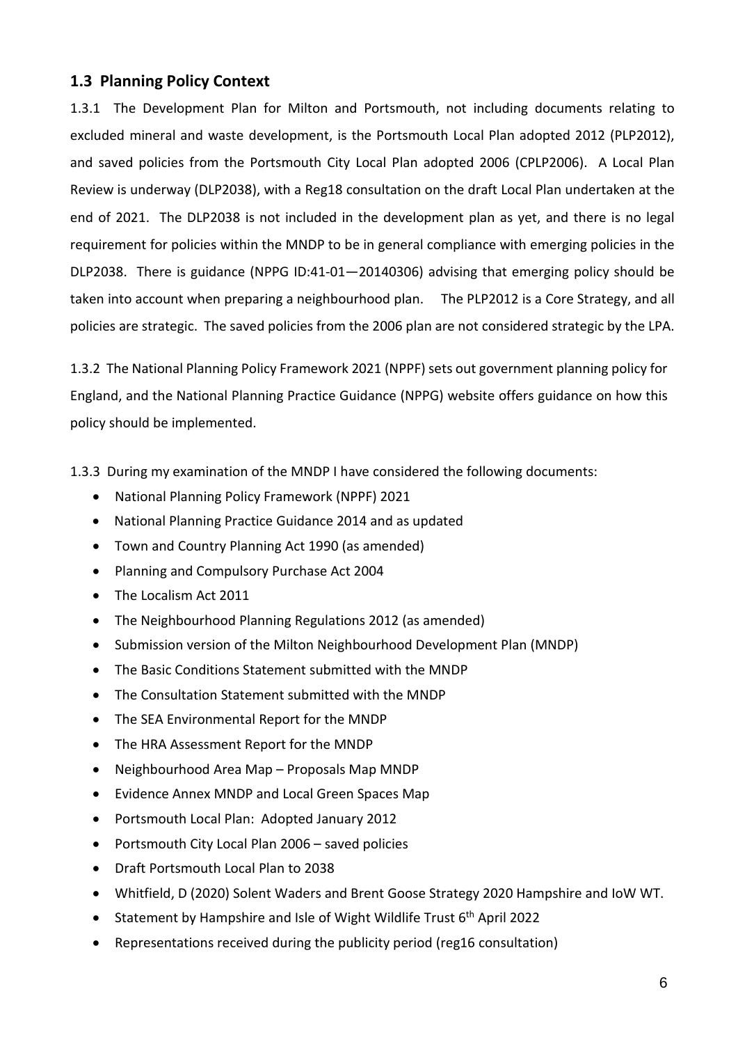## 1.3 Planning Policy Context

1.3.1 The Development Plan for Milton and Portsmouth, not including documents relating to excluded mineral and waste development, is the Portsmouth Local Plan adopted 2012 (PLP2012), and saved policies from the Portsmouth City Local Plan adopted 2006 (CPLP2006). A Local Plan Review is underway (DLP2038), with a Reg18 consultation on the draft Local Plan undertaken at the end of 2021. The DLP2038 is not included in the development plan as yet, and there is no legal requirement for policies within the MNDP to be in general compliance with emerging policies in the DLP2038. There is guidance (NPPG ID:41-01—20140306) advising that emerging policy should be taken into account when preparing a neighbourhood plan. The PLP2012 is a Core Strategy, and all policies are strategic. The saved policies from the 2006 plan are not considered strategic by the LPA.

1.3.2 The National Planning Policy Framework 2021 (NPPF) sets out government planning policy for England, and the National Planning Practice Guidance (NPPG) website offers guidance on how this policy should be implemented.

1.3.3 During my examination of the MNDP I have considered the following documents:

- National Planning Policy Framework (NPPF) 2021
- National Planning Practice Guidance 2014 and as updated
- Town and Country Planning Act 1990 (as amended)
- Planning and Compulsory Purchase Act 2004
- The Localism Act 2011
- The Neighbourhood Planning Regulations 2012 (as amended)
- Submission version of the Milton Neighbourhood Development Plan (MNDP)
- The Basic Conditions Statement submitted with the MNDP
- The Consultation Statement submitted with the MNDP
- The SEA Environmental Report for the MNDP
- The HRA Assessment Report for the MNDP
- Neighbourhood Area Map – Proposals Map MNDP
- Evidence Annex MNDP and Local Green Spaces Map
- Portsmouth Local Plan: Adopted January 2012
- Portsmouth City Local Plan 2006 – saved policies
- Draft Portsmouth Local Plan to 2038
- Whitfield, D (2020) Solent Waders and Brent Goose Strategy 2020 Hampshire and IoW WT.
- Statement by Hampshire and Isle of Wight Wildlife Trust 6th April 2022
- Representations received during the publicity period (reg16 consultation)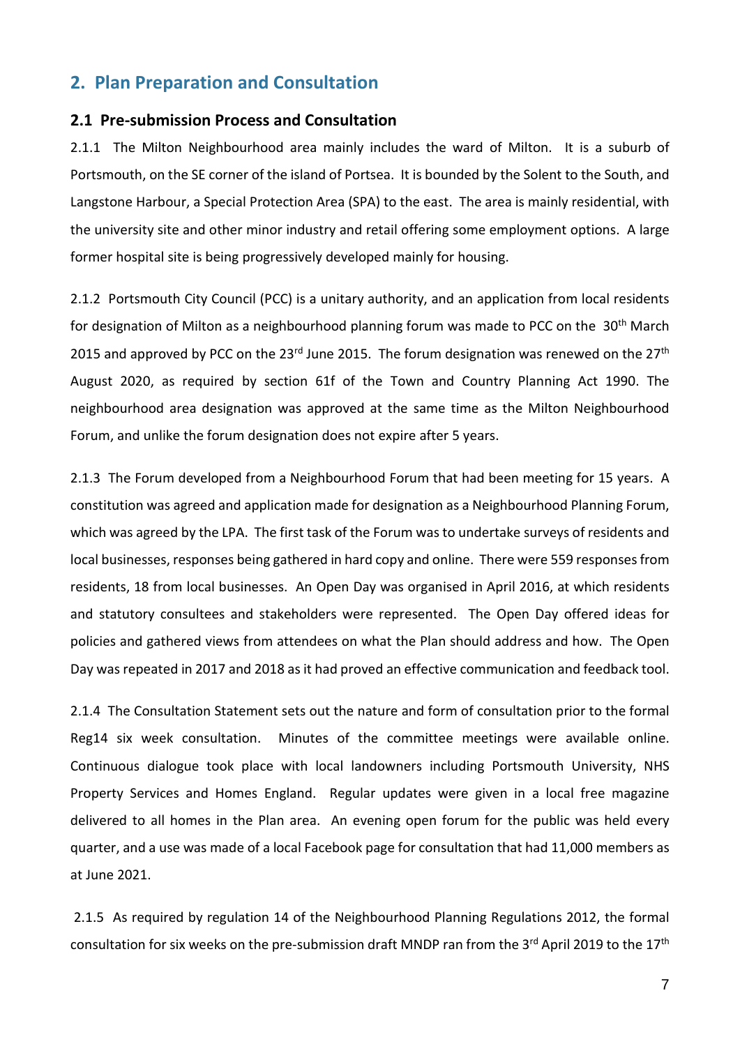## 2. Plan Preparation and Consultation

### 2.1 Pre-submission Process and Consultation

2.1.1 The Milton Neighbourhood area mainly includes the ward of Milton. It is a suburb of Portsmouth, on the SE corner of the island of Portsea. It is bounded by the Solent to the South, and Langstone Harbour, a Special Protection Area (SPA) to the east. The area is mainly residential, with the university site and other minor industry and retail offering some employment options. A large former hospital site is being progressively developed mainly for housing.

2.1.2 Portsmouth City Council (PCC) is a unitary authority, and an application from local residents for designation of Milton as a neighbourhood planning forum was made to PCC on the 30th March 2015 and approved by PCC on the 23rd June 2015. The forum designation was renewed on the 27th August 2020, as required by section 61f of the Town and Country Planning Act 1990. The neighbourhood area designation was approved at the same time as the Milton Neighbourhood Forum, and unlike the forum designation does not expire after 5 years.

2.1.3 The Forum developed from a Neighbourhood Forum that had been meeting for 15 years. A constitution was agreed and application made for designation as a Neighbourhood Planning Forum, which was agreed by the LPA. The first task of the Forum was to undertake surveys of residents and local businesses, responses being gathered in hard copy and online. There were 559 responses from residents, 18 from local businesses. An Open Day was organised in April 2016, at which residents and statutory consultees and stakeholders were represented. The Open Day offered ideas for policies and gathered views from attendees on what the Plan should address and how. The Open Day was repeated in 2017 and 2018 as it had proved an effective communication and feedback tool.

2.1.4 The Consultation Statement sets out the nature and form of consultation prior to the formal Reg14 six week consultation. Minutes of the committee meetings were available online. Continuous dialogue took place with local landowners including Portsmouth University, NHS Property Services and Homes England. Regular updates were given in a local free magazine delivered to all homes in the Plan area. An evening open forum for the public was held every quarter, and a use was made of a local Facebook page for consultation that had 11,000 members as at June 2021.

2.1.5 As required by regulation 14 of the Neighbourhood Planning Regulations 2012, the formal consultation for six weeks on the pre-submission draft MNDP ran from the 3rd April 2019 to the 17th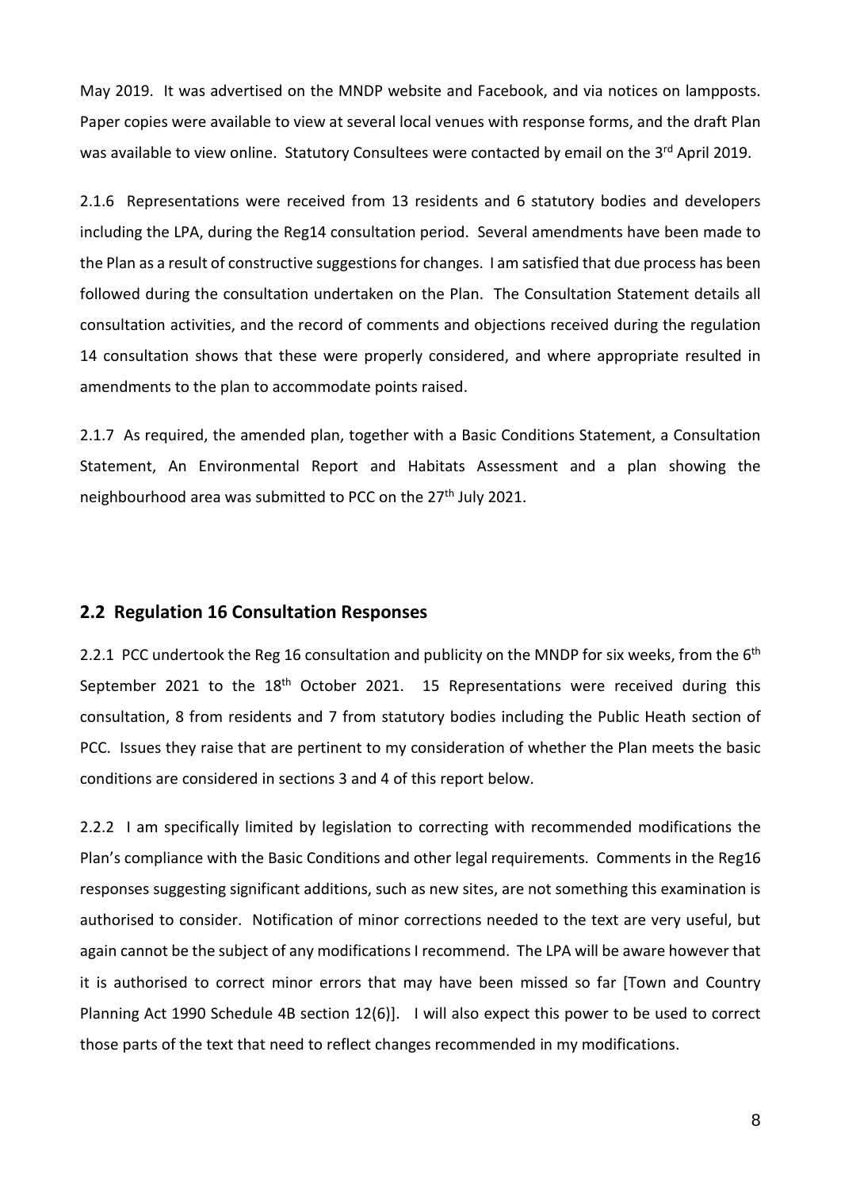May 2019. It was advertised on the MNDP website and Facebook, and via notices on lampposts. Paper copies were available to view at several local venues with response forms, and the draft Plan was available to view online. Statutory Consultees were contacted by email on the 3rd April 2019.

2.1.6 Representations were received from 13 residents and 6 statutory bodies and developers including the LPA, during the Reg14 consultation period. Several amendments have been made to the Plan as a result of constructive suggestions for changes. I am satisfied that due process has been followed during the consultation undertaken on the Plan. The Consultation Statement details all consultation activities, and the record of comments and objections received during the regulation 14 consultation shows that these were properly considered, and where appropriate resulted in amendments to the plan to accommodate points raised.

2.1.7 As required, the amended plan, together with a Basic Conditions Statement, a Consultation Statement, An Environmental Report and Habitats Assessment and a plan showing the neighbourhood area was submitted to PCC on the 27th July 2021.

## 2.2 Regulation 16 Consultation Responses

2.2.1 PCC undertook the Reg 16 consultation and publicity on the MNDP for six weeks, from the 6th September 2021 to the 18th October 2021. 15 Representations were received during this consultation, 8 from residents and 7 from statutory bodies including the Public Heath section of PCC. Issues they raise that are pertinent to my consideration of whether the Plan meets the basic conditions are considered in sections 3 and 4 of this report below.

2.2.2 I am specifically limited by legislation to correcting with recommended modifications the Plan's compliance with the Basic Conditions and other legal requirements. Comments in the Reg16 responses suggesting significant additions, such as new sites, are not something this examination is authorised to consider. Notification of minor corrections needed to the text are very useful, but again cannot be the subject of any modifications I recommend. The LPA will be aware however that it is authorised to correct minor errors that may have been missed so far [Town and Country Planning Act 1990 Schedule 4B section 12(6)]. I will also expect this power to be used to correct those parts of the text that need to reflect changes recommended in my modifications.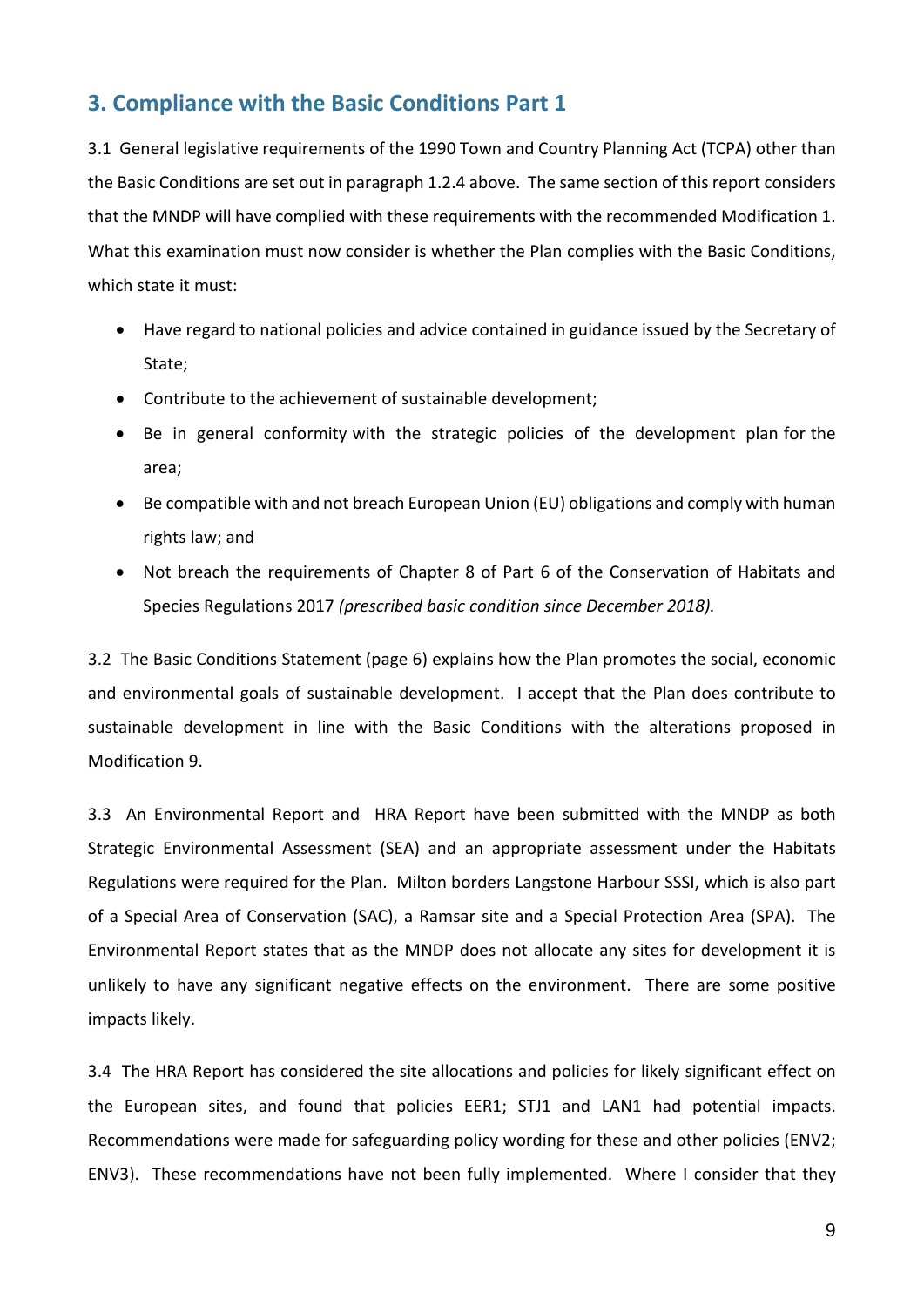## 3. Compliance with the Basic Conditions Part 1

3.1 General legislative requirements of the 1990 Town and Country Planning Act (TCPA) other than the Basic Conditions are set out in paragraph 1.2.4 above. The same section of this report considers that the MNDP will have complied with these requirements with the recommended Modification 1. What this examination must now consider is whether the Plan complies with the Basic Conditions, which state it must:

- Have regard to national policies and advice contained in guidance issued by the Secretary of State;
- Contribute to the achievement of sustainable development;
- Be in general conformity with the strategic policies of the development plan for the area;
- Be compatible with and not breach European Union (EU) obligations and comply with human rights law; and
- Not breach the requirements of Chapter 8 of Part 6 of the Conservation of Habitats and Species Regulations 2017 *(prescribed basic condition since December 2018).*

3.2 The Basic Conditions Statement (page 6) explains how the Plan promotes the social, economic and environmental goals of sustainable development. I accept that the Plan does contribute to sustainable development in line with the Basic Conditions with the alterations proposed in Modification 9.

3.3 An Environmental Report and HRA Report have been submitted with the MNDP as both Strategic Environmental Assessment (SEA) and an appropriate assessment under the Habitats Regulations were required for the Plan. Milton borders Langstone Harbour SSSI, which is also part of a Special Area of Conservation (SAC), a Ramsar site and a Special Protection Area (SPA). The Environmental Report states that as the MNDP does not allocate any sites for development it is unlikely to have any significant negative effects on the environment. There are some positive impacts likely.

3.4 The HRA Report has considered the site allocations and policies for likely significant effect on the European sites, and found that policies EER1; STJ1 and LAN1 had potential impacts. Recommendations were made for safeguarding policy wording for these and other policies (ENV2; ENV3). These recommendations have not been fully implemented. Where I consider that they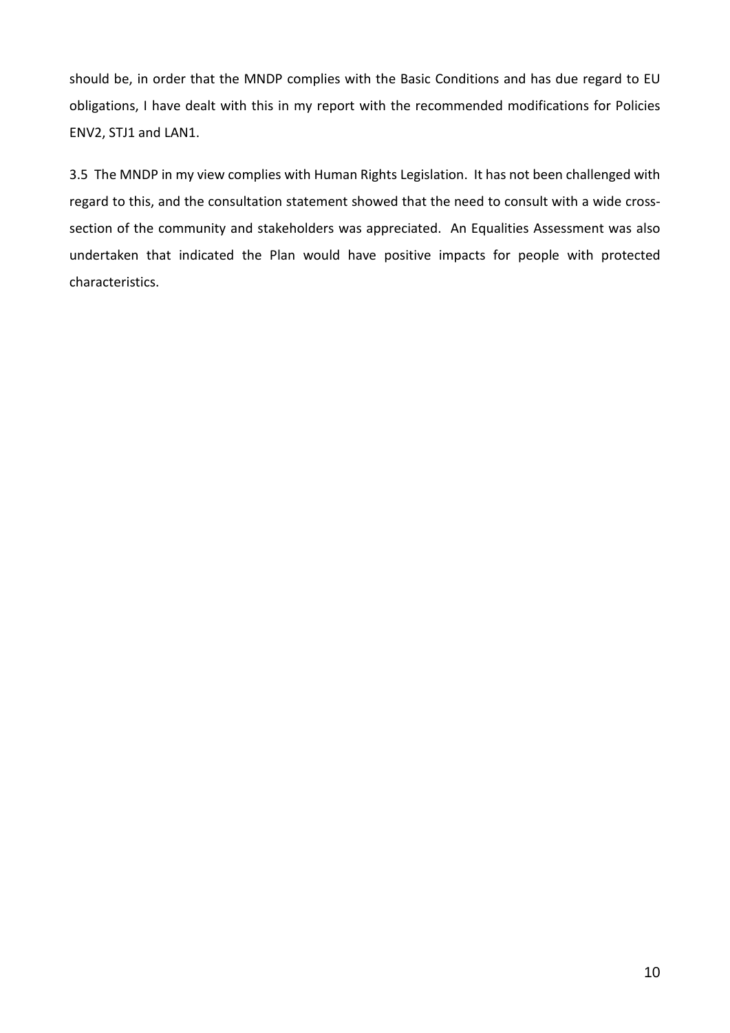should be, in order that the MNDP complies with the Basic Conditions and has due regard to EU obligations, I have dealt with this in my report with the recommended modifications for Policies ENV2, STJ1 and LAN1.

3.5 The MNDP in my view complies with Human Rights Legislation. It has not been challenged with regard to this, and the consultation statement showed that the need to consult with a wide cross-section of the community and stakeholders was appreciated. An Equalities Assessment was also undertaken that indicated the Plan would have positive impacts for people with protected characteristics.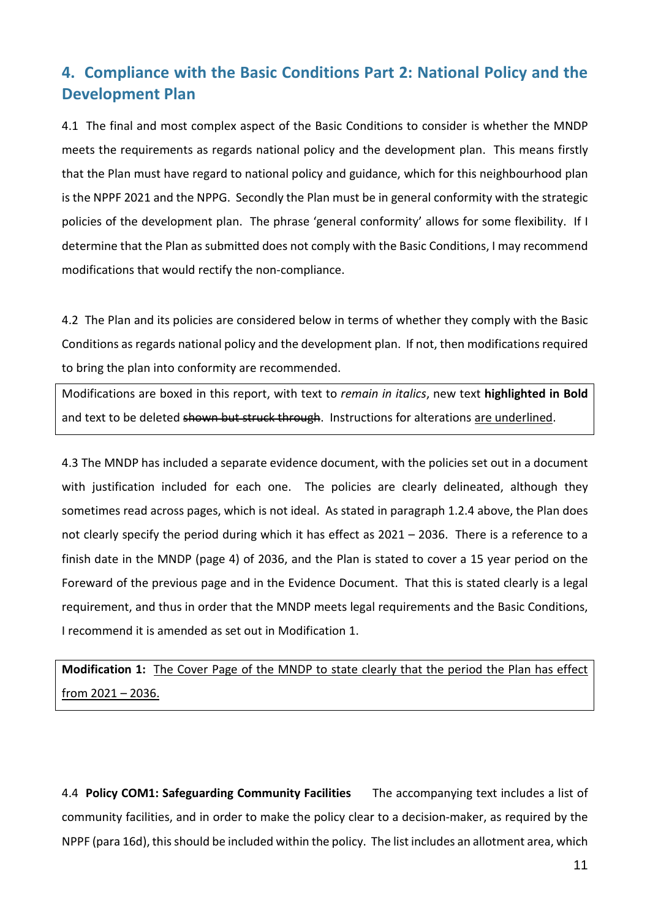## 4. Compliance with the Basic Conditions Part 2: National Policy and the Development Plan

4.1 The final and most complex aspect of the Basic Conditions to consider is whether the MNDP meets the requirements as regards national policy and the development plan. This means firstly that the Plan must have regard to national policy and guidance, which for this neighbourhood plan is the NPPF 2021 and the NPPG. Secondly the Plan must be in general conformity with the strategic policies of the development plan. The phrase 'general conformity' allows for some flexibility. If I determine that the Plan as submitted does not comply with the Basic Conditions, I may recommend modifications that would rectify the non-compliance.

4.2 The Plan and its policies are considered below in terms of whether they comply with the Basic Conditions as regards national policy and the development plan. If not, then modifications required to bring the plan into conformity are recommended.

> Modifications are boxed in this report, with text to *remain in italics*, new text **highlighted in Bold** and text to be deleted ~~shown but struck through~~. Instructions for alterations <u>are underlined</u>.

4.3 The MNDP has included a separate evidence document, with the policies set out in a document with justification included for each one. The policies are clearly delineated, although they sometimes read across pages, which is not ideal. As stated in paragraph 1.2.4 above, the Plan does not clearly specify the period during which it has effect as 2021 – 2036. There is a reference to a finish date in the MNDP (page 4) of 2036, and the Plan is stated to cover a 15 year period on the Foreward of the previous page and in the Evidence Document. That this is stated clearly is a legal requirement, and thus in order that the MNDP meets legal requirements and the Basic Conditions, I recommend it is amended as set out in Modification 1.

> **Modification 1:** <u>The Cover Page of the MNDP to state clearly that the period the Plan has effect from 2021 – 2036.</u>

4.4 **Policy COM1: Safeguarding Community Facilities** The accompanying text includes a list of community facilities, and in order to make the policy clear to a decision-maker, as required by the NPPF (para 16d), this should be included within the policy. The list includes an allotment area, which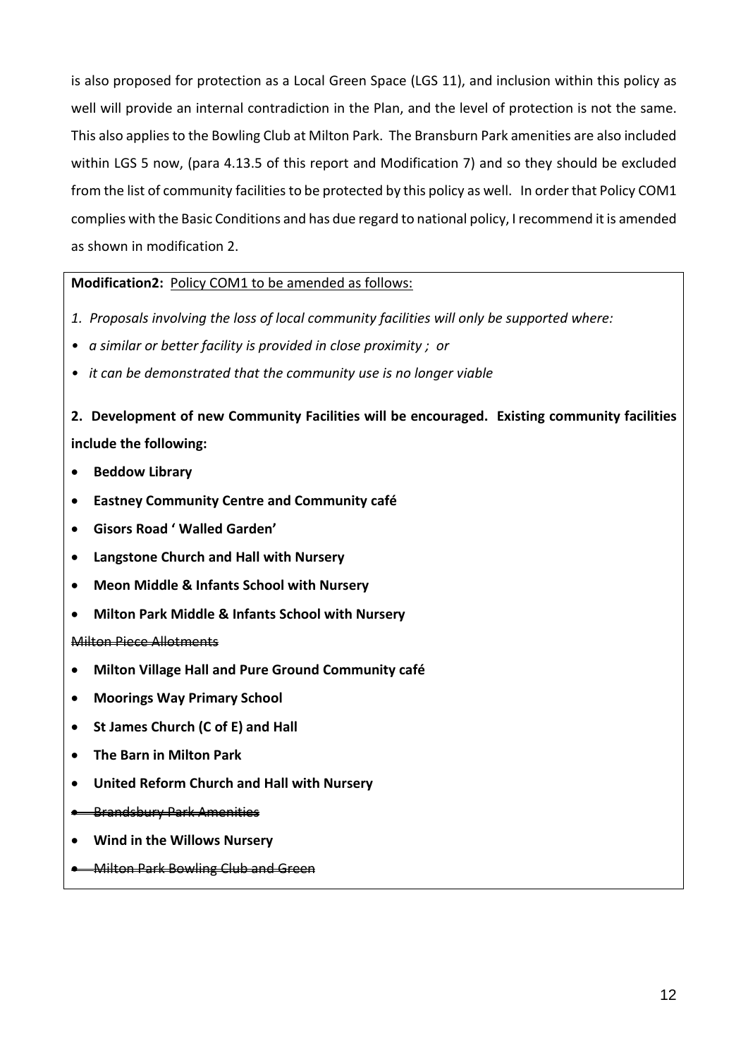is also proposed for protection as a Local Green Space (LGS 11), and inclusion within this policy as well will provide an internal contradiction in the Plan, and the level of protection is not the same. This also applies to the Bowling Club at Milton Park. The Bransburn Park amenities are also included within LGS 5 now, (para 4.13.5 of this report and Modification 7) and so they should be excluded from the list of community facilities to be protected by this policy as well. In order that Policy COM1 complies with the Basic Conditions and has due regard to national policy, I recommend it is amended as shown in modification 2.

**Modification2:** <u>Policy COM1 to be amended as follows:</u>

*1. Proposals involving the loss of local community facilities will only be supported where:*

- *a similar or better facility is provided in close proximity ; or*
- *it can be demonstrated that the community use is no longer viable*

**2. Development of new Community Facilities will be encouraged. Existing community facilities include the following:**

- **Beddow Library**
- **Eastney Community Centre and Community café**
- **Gisors Road ' Walled Garden'**
- **Langstone Church and Hall with Nursery**
- **Meon Middle & Infants School with Nursery**
- **Milton Park Middle & Infants School with Nursery**

~~Milton Piece Allotments~~

- **Milton Village Hall and Pure Ground Community café**
- **Moorings Way Primary School**
- **St James Church (C of E) and Hall**
- **The Barn in Milton Park**
- **United Reform Church and Hall with Nursery**
- ~~Brandsbury Park Amenities~~
- **Wind in the Willows Nursery**
- ~~Milton Park Bowling Club and Green~~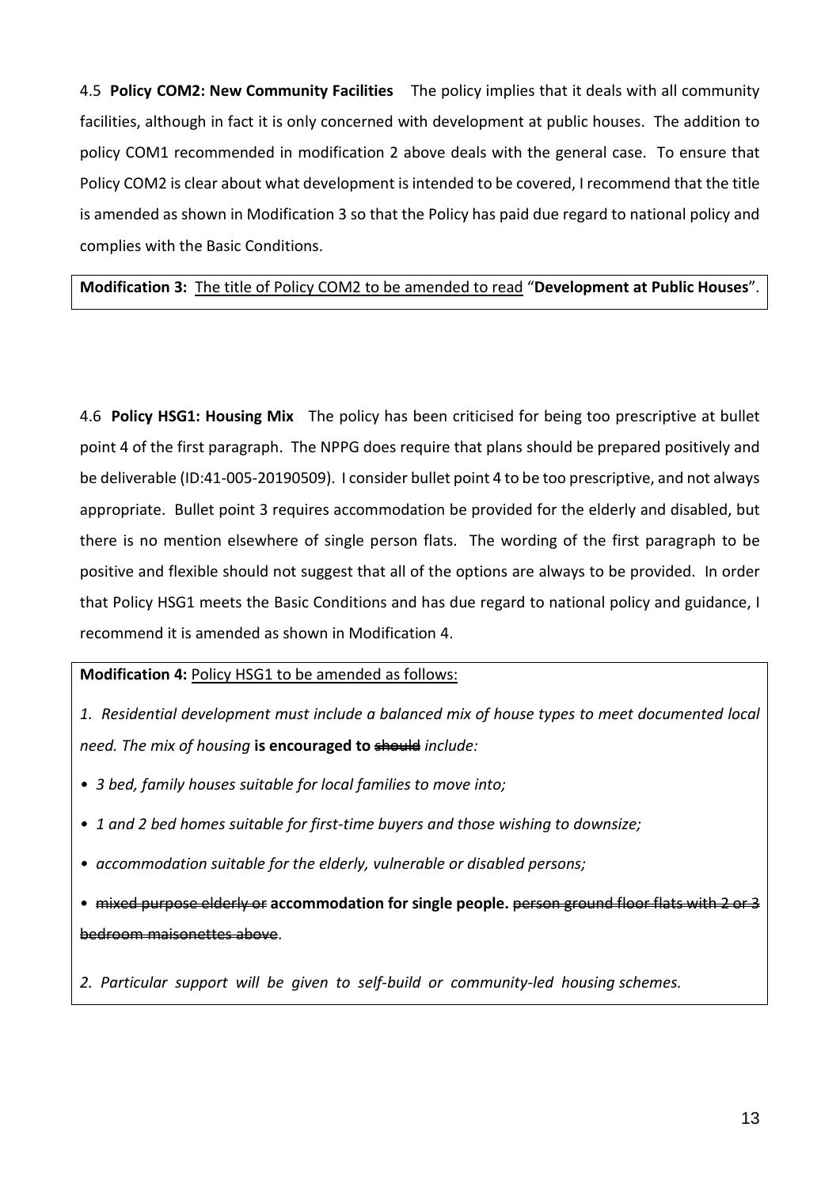4.5 **Policy COM2: New Community Facilities** The policy implies that it deals with all community facilities, although in fact it is only concerned with development at public houses. The addition to policy COM1 recommended in modification 2 above deals with the general case. To ensure that Policy COM2 is clear about what development is intended to be covered, I recommend that the title is amended as shown in Modification 3 so that the Policy has paid due regard to national policy and complies with the Basic Conditions.

**Modification 3:** <u>The title of Policy COM2 to be amended to read</u> "**Development at Public Houses**".

4.6 **Policy HSG1: Housing Mix** The policy has been criticised for being too prescriptive at bullet point 4 of the first paragraph. The NPPG does require that plans should be prepared positively and be deliverable (ID:41-005-20190509). I consider bullet point 4 to be too prescriptive, and not always appropriate. Bullet point 3 requires accommodation be provided for the elderly and disabled, but there is no mention elsewhere of single person flats. The wording of the first paragraph to be positive and flexible should not suggest that all of the options are always to be provided. In order that Policy HSG1 meets the Basic Conditions and has due regard to national policy and guidance, I recommend it is amended as shown in Modification 4.

**Modification 4:** <u>Policy HSG1 to be amended as follows:</u>

*1. Residential development must include a balanced mix of house types to meet documented local need. The mix of housing* **is encouraged to** ~~should~~ *include:*

- *3 bed, family houses suitable for local families to move into;*
- *1 and 2 bed homes suitable for first-time buyers and those wishing to downsize;*
- *accommodation suitable for the elderly, vulnerable or disabled persons;*
- ~~mixed purpose elderly or~~ **accommodation for single people.** ~~person ground floor flats with 2 or 3 bedroom maisonettes above~~.

*2. Particular support will be given to self-build or community-led housing schemes.*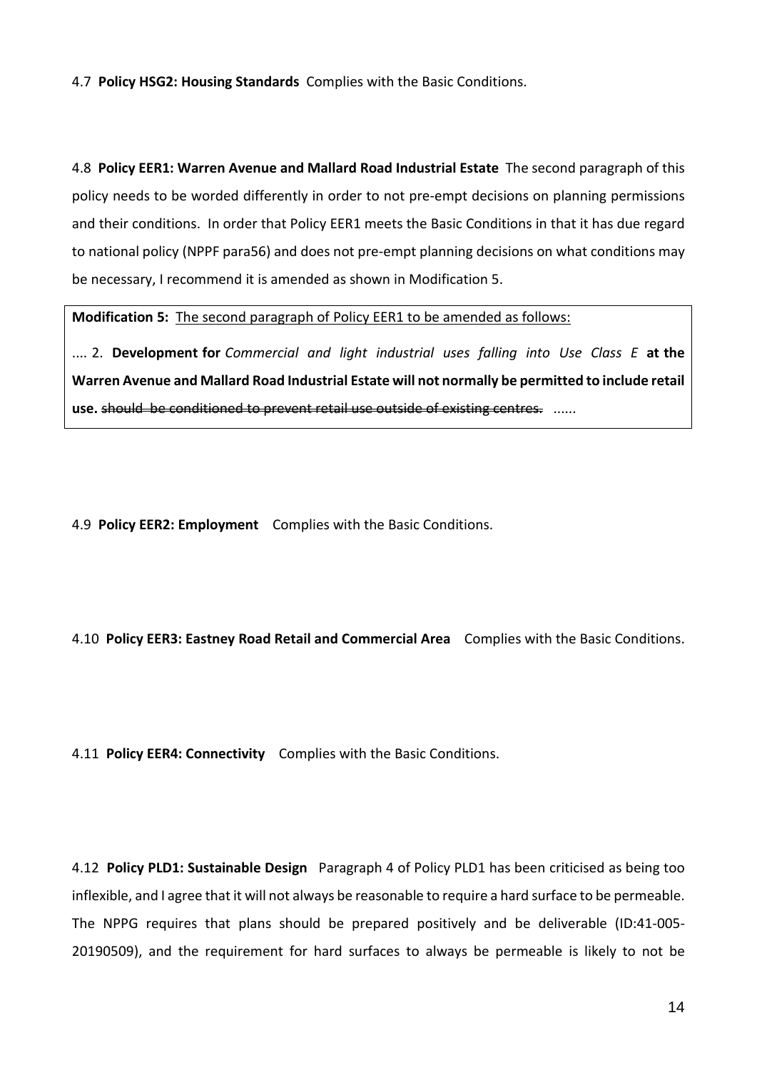4.7 **Policy HSG2: Housing Standards** Complies with the Basic Conditions.

4.8 **Policy EER1: Warren Avenue and Mallard Road Industrial Estate** The second paragraph of this policy needs to be worded differently in order to not pre-empt decisions on planning permissions and their conditions. In order that Policy EER1 meets the Basic Conditions in that it has due regard to national policy (NPPF para56) and does not pre-empt planning decisions on what conditions may be necessary, I recommend it is amended as shown in Modification 5.

> **Modification 5:** The second paragraph of Policy EER1 to be amended as follows:
>
> .... 2. **Development for** *Commercial and light industrial uses falling into Use Class E* **at the Warren Avenue and Mallard Road Industrial Estate will not normally be permitted to include retail use.** ~~should be conditioned to prevent retail use outside of existing centres.~~ ......

4.9 **Policy EER2: Employment** Complies with the Basic Conditions.

4.10 **Policy EER3: Eastney Road Retail and Commercial Area** Complies with the Basic Conditions.

4.11 **Policy EER4: Connectivity** Complies with the Basic Conditions.

4.12 **Policy PLD1: Sustainable Design** Paragraph 4 of Policy PLD1 has been criticised as being too inflexible, and I agree that it will not always be reasonable to require a hard surface to be permeable. The NPPG requires that plans should be prepared positively and be deliverable (ID:41-005-20190509), and the requirement for hard surfaces to always be permeable is likely to not be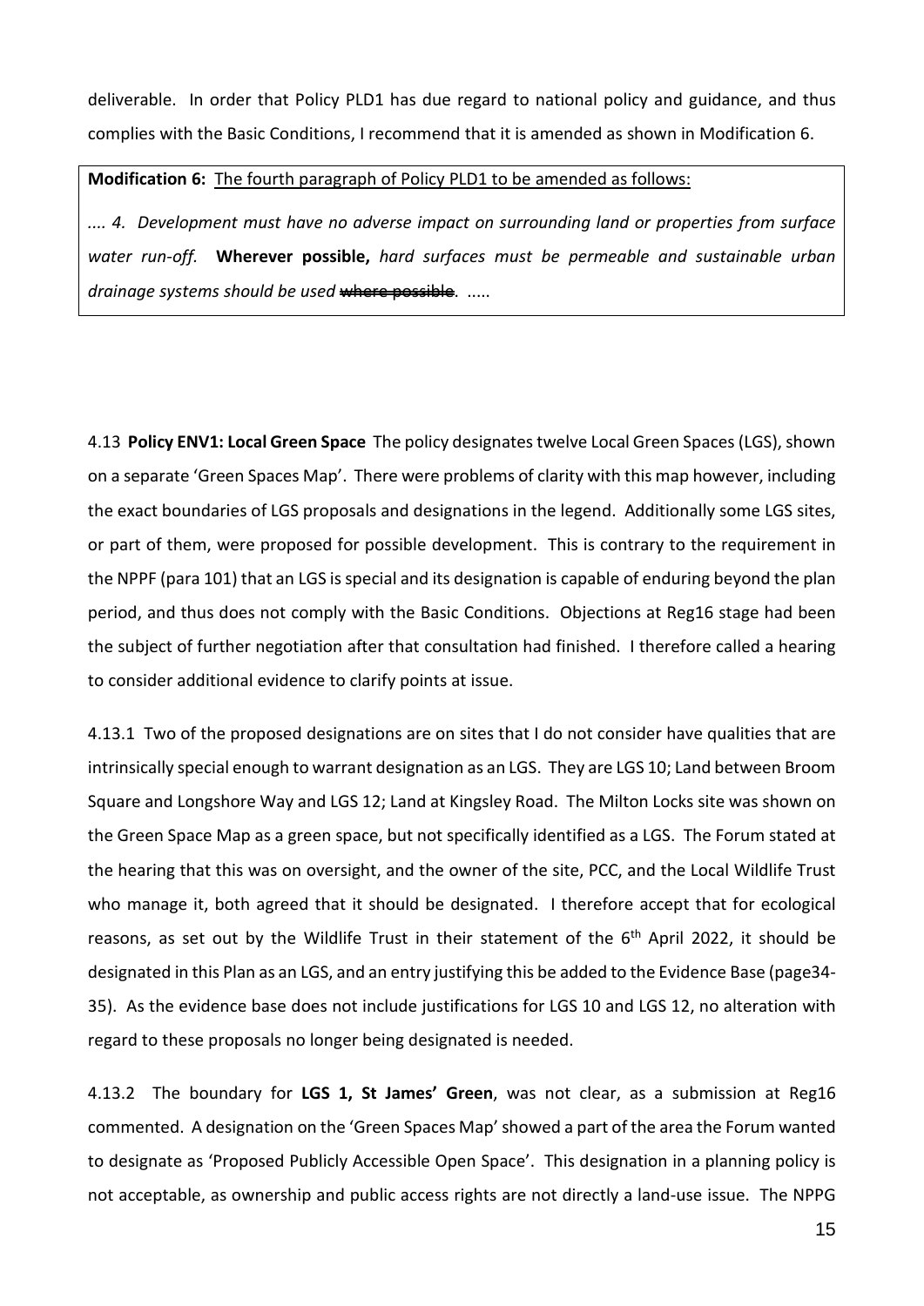deliverable. In order that Policy PLD1 has due regard to national policy and guidance, and thus complies with the Basic Conditions, I recommend that it is amended as shown in Modification 6.

> **Modification 6:** The fourth paragraph of Policy PLD1 to be amended as follows:
>
> *.... 4. Development must have no adverse impact on surrounding land or properties from surface water run-off.* **Wherever possible,** *hard surfaces must be permeable and sustainable urban drainage systems should be used* ~~where possible~~. .....

4.13 **Policy ENV1: Local Green Space** The policy designates twelve Local Green Spaces (LGS), shown on a separate 'Green Spaces Map'. There were problems of clarity with this map however, including the exact boundaries of LGS proposals and designations in the legend. Additionally some LGS sites, or part of them, were proposed for possible development. This is contrary to the requirement in the NPPF (para 101) that an LGS is special and its designation is capable of enduring beyond the plan period, and thus does not comply with the Basic Conditions. Objections at Reg16 stage had been the subject of further negotiation after that consultation had finished. I therefore called a hearing to consider additional evidence to clarify points at issue.

4.13.1 Two of the proposed designations are on sites that I do not consider have qualities that are intrinsically special enough to warrant designation as an LGS. They are LGS 10; Land between Broom Square and Longshore Way and LGS 12; Land at Kingsley Road. The Milton Locks site was shown on the Green Space Map as a green space, but not specifically identified as a LGS. The Forum stated at the hearing that this was on oversight, and the owner of the site, PCC, and the Local Wildlife Trust who manage it, both agreed that it should be designated. I therefore accept that for ecological reasons, as set out by the Wildlife Trust in their statement of the 6th April 2022, it should be designated in this Plan as an LGS, and an entry justifying this be added to the Evidence Base (page34-35). As the evidence base does not include justifications for LGS 10 and LGS 12, no alteration with regard to these proposals no longer being designated is needed.

4.13.2 The boundary for **LGS 1, St James' Green**, was not clear, as a submission at Reg16 commented. A designation on the 'Green Spaces Map' showed a part of the area the Forum wanted to designate as 'Proposed Publicly Accessible Open Space'. This designation in a planning policy is not acceptable, as ownership and public access rights are not directly a land-use issue. The NPPG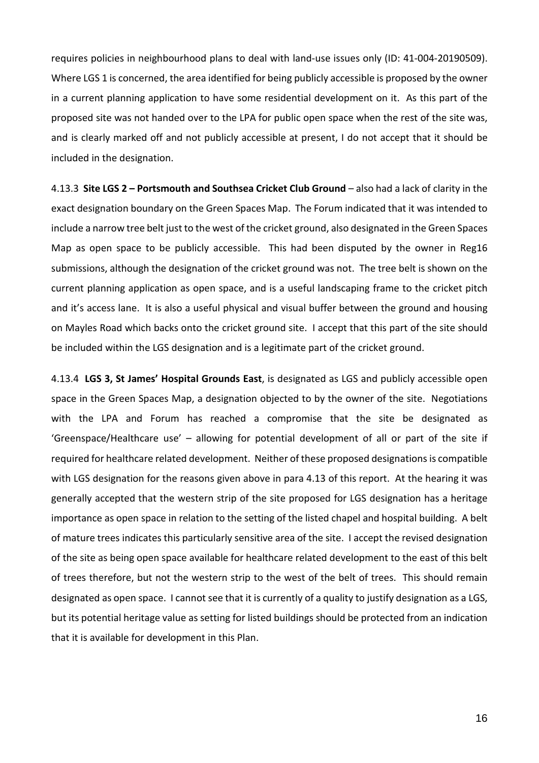requires policies in neighbourhood plans to deal with land-use issues only (ID: 41-004-20190509). Where LGS 1 is concerned, the area identified for being publicly accessible is proposed by the owner in a current planning application to have some residential development on it. As this part of the proposed site was not handed over to the LPA for public open space when the rest of the site was, and is clearly marked off and not publicly accessible at present, I do not accept that it should be included in the designation.

4.13.3 **Site LGS 2 – Portsmouth and Southsea Cricket Club Ground** – also had a lack of clarity in the exact designation boundary on the Green Spaces Map. The Forum indicated that it was intended to include a narrow tree belt just to the west of the cricket ground, also designated in the Green Spaces Map as open space to be publicly accessible. This had been disputed by the owner in Reg16 submissions, although the designation of the cricket ground was not. The tree belt is shown on the current planning application as open space, and is a useful landscaping frame to the cricket pitch and it's access lane. It is also a useful physical and visual buffer between the ground and housing on Mayles Road which backs onto the cricket ground site. I accept that this part of the site should be included within the LGS designation and is a legitimate part of the cricket ground.

4.13.4 **LGS 3, St James' Hospital Grounds East**, is designated as LGS and publicly accessible open space in the Green Spaces Map, a designation objected to by the owner of the site. Negotiations with the LPA and Forum has reached a compromise that the site be designated as 'Greenspace/Healthcare use' – allowing for potential development of all or part of the site if required for healthcare related development. Neither of these proposed designations is compatible with LGS designation for the reasons given above in para 4.13 of this report. At the hearing it was generally accepted that the western strip of the site proposed for LGS designation has a heritage importance as open space in relation to the setting of the listed chapel and hospital building. A belt of mature trees indicates this particularly sensitive area of the site. I accept the revised designation of the site as being open space available for healthcare related development to the east of this belt of trees therefore, but not the western strip to the west of the belt of trees. This should remain designated as open space. I cannot see that it is currently of a quality to justify designation as a LGS, but its potential heritage value as setting for listed buildings should be protected from an indication that it is available for development in this Plan.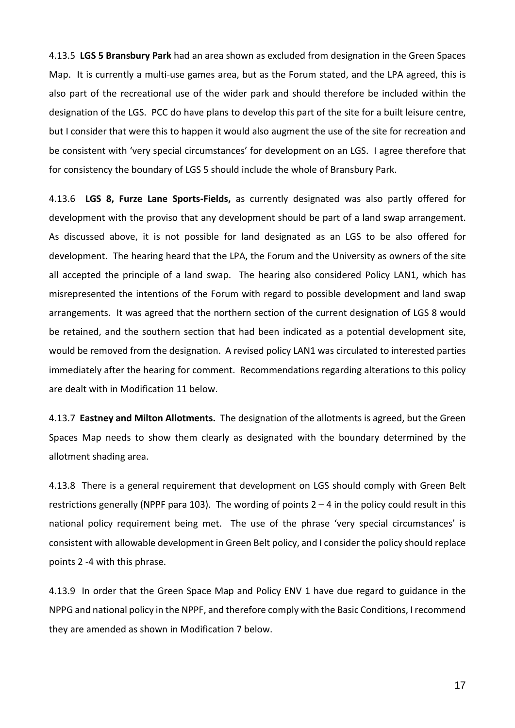4.13.5 **LGS 5 Bransbury Park** had an area shown as excluded from designation in the Green Spaces Map. It is currently a multi-use games area, but as the Forum stated, and the LPA agreed, this is also part of the recreational use of the wider park and should therefore be included within the designation of the LGS. PCC do have plans to develop this part of the site for a built leisure centre, but I consider that were this to happen it would also augment the use of the site for recreation and be consistent with 'very special circumstances' for development on an LGS. I agree therefore that for consistency the boundary of LGS 5 should include the whole of Bransbury Park.

4.13.6 **LGS 8, Furze Lane Sports-Fields,** as currently designated was also partly offered for development with the proviso that any development should be part of a land swap arrangement. As discussed above, it is not possible for land designated as an LGS to be also offered for development. The hearing heard that the LPA, the Forum and the University as owners of the site all accepted the principle of a land swap. The hearing also considered Policy LAN1, which has misrepresented the intentions of the Forum with regard to possible development and land swap arrangements. It was agreed that the northern section of the current designation of LGS 8 would be retained, and the southern section that had been indicated as a potential development site, would be removed from the designation. A revised policy LAN1 was circulated to interested parties immediately after the hearing for comment. Recommendations regarding alterations to this policy are dealt with in Modification 11 below.

4.13.7 **Eastney and Milton Allotments.** The designation of the allotments is agreed, but the Green Spaces Map needs to show them clearly as designated with the boundary determined by the allotment shading area.

4.13.8 There is a general requirement that development on LGS should comply with Green Belt restrictions generally (NPPF para 103). The wording of points 2 – 4 in the policy could result in this national policy requirement being met. The use of the phrase 'very special circumstances' is consistent with allowable development in Green Belt policy, and I consider the policy should replace points 2 -4 with this phrase.

4.13.9 In order that the Green Space Map and Policy ENV 1 have due regard to guidance in the NPPG and national policy in the NPPF, and therefore comply with the Basic Conditions, I recommend they are amended as shown in Modification 7 below.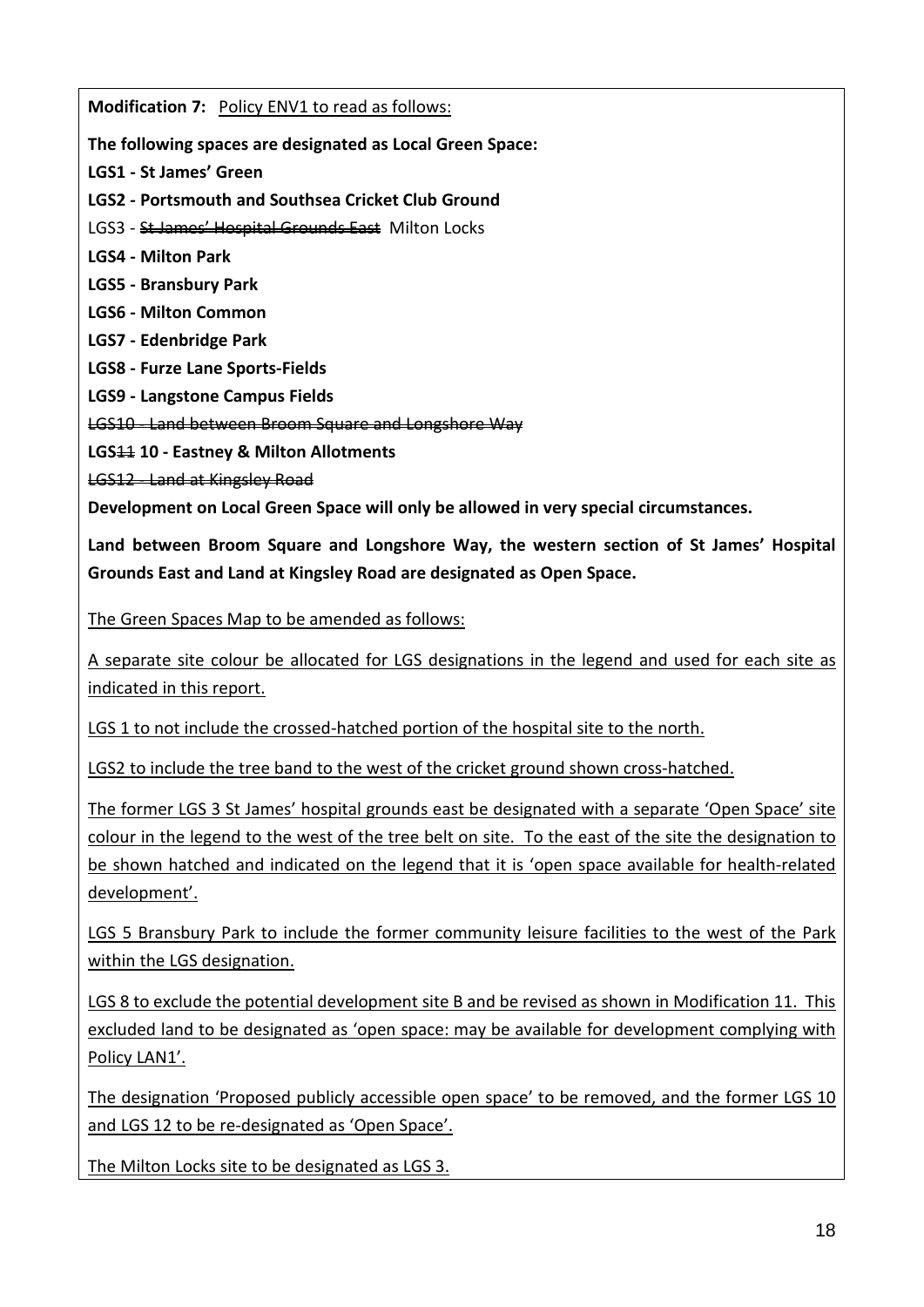**Modification 7:** <u>Policy ENV1 to read as follows:</u>

**The following spaces are designated as Local Green Space:**

**LGS1 - St James' Green**

**LGS2 - Portsmouth and Southsea Cricket Club Ground**

LGS3 - ~~St James' Hospital Grounds East~~ Milton Locks

**LGS4 - Milton Park**

**LGS5 - Bransbury Park**

**LGS6 - Milton Common**

**LGS7 - Edenbridge Park**

**LGS8 - Furze Lane Sports-Fields**

**LGS9 - Langstone Campus Fields**

~~LGS10 - Land between Broom Square and Longshore Way~~

**LGS~~11~~ 10 - Eastney & Milton Allotments**

~~LGS12 - Land at Kingsley Road~~

**Development on Local Green Space will only be allowed in very special circumstances.**

**Land between Broom Square and Longshore Way, the western section of St James' Hospital Grounds East and Land at Kingsley Road are designated as Open Space.**

<u>The Green Spaces Map to be amended as follows:</u>

<u>A separate site colour be allocated for LGS designations in the legend and used for each site as indicated in this report.</u>

<u>LGS 1 to not include the crossed-hatched portion of the hospital site to the north.</u>

<u>LGS2 to include the tree band to the west of the cricket ground shown cross-hatched.</u>

<u>The former LGS 3 St James' hospital grounds east be designated with a separate 'Open Space' site colour in the legend to the west of the tree belt on site. To the east of the site the designation to be shown hatched and indicated on the legend that it is 'open space available for health-related development'.</u>

<u>LGS 5 Bransbury Park to include the former community leisure facilities to the west of the Park within the LGS designation.</u>

<u>LGS 8 to exclude the potential development site B and be revised as shown in Modification 11. This excluded land to be designated as 'open space: may be available for development complying with Policy LAN1'.</u>

<u>The designation 'Proposed publicly accessible open space' to be removed, and the former LGS 10 and LGS 12 to be re-designated as 'Open Space'.</u>

<u>The Milton Locks site to be designated as LGS 3.</u>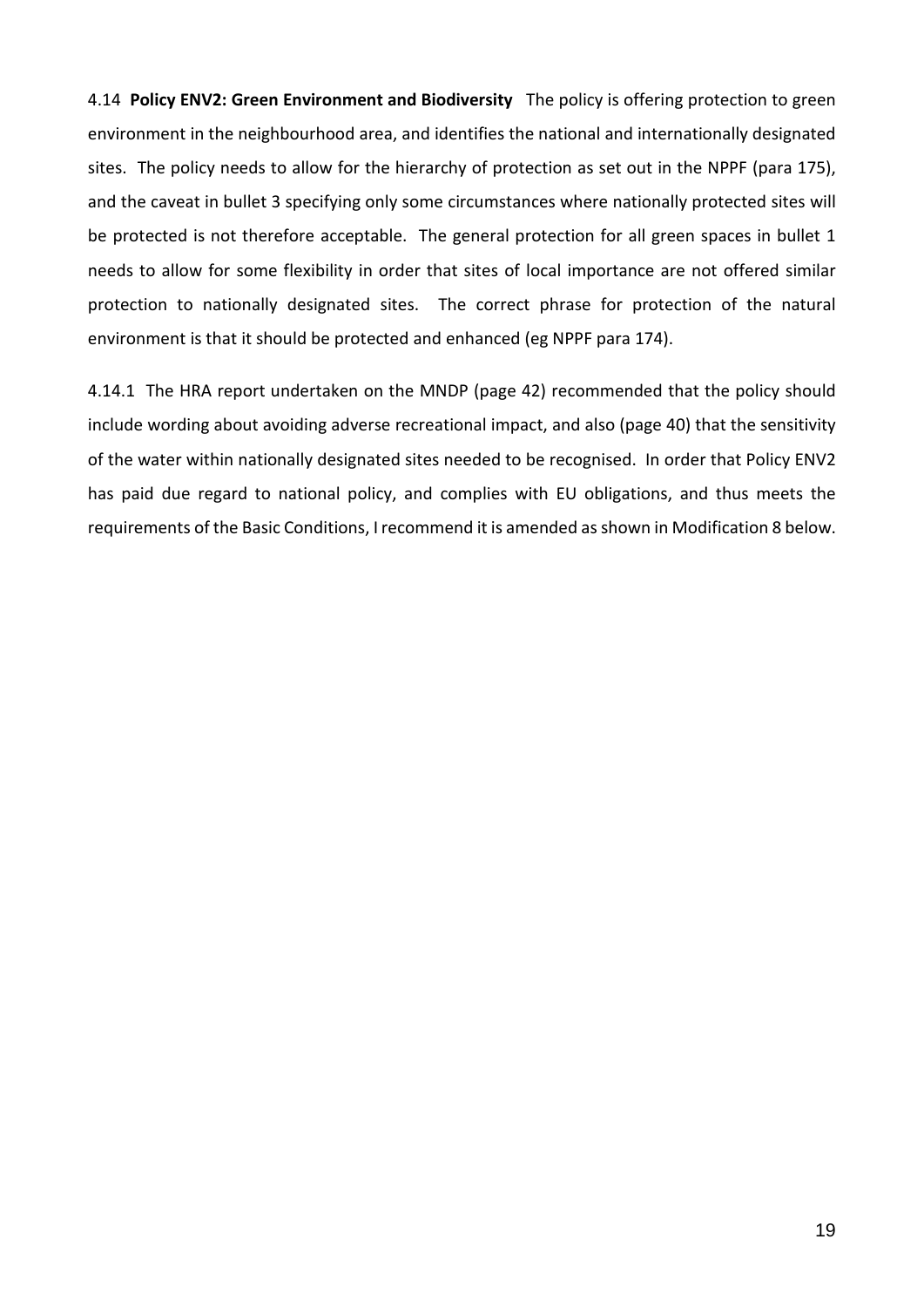4.14 **Policy ENV2: Green Environment and Biodiversity** The policy is offering protection to green environment in the neighbourhood area, and identifies the national and internationally designated sites. The policy needs to allow for the hierarchy of protection as set out in the NPPF (para 175), and the caveat in bullet 3 specifying only some circumstances where nationally protected sites will be protected is not therefore acceptable. The general protection for all green spaces in bullet 1 needs to allow for some flexibility in order that sites of local importance are not offered similar protection to nationally designated sites. The correct phrase for protection of the natural environment is that it should be protected and enhanced (eg NPPF para 174).

4.14.1 The HRA report undertaken on the MNDP (page 42) recommended that the policy should include wording about avoiding adverse recreational impact, and also (page 40) that the sensitivity of the water within nationally designated sites needed to be recognised. In order that Policy ENV2 has paid due regard to national policy, and complies with EU obligations, and thus meets the requirements of the Basic Conditions, I recommend it is amended as shown in Modification 8 below.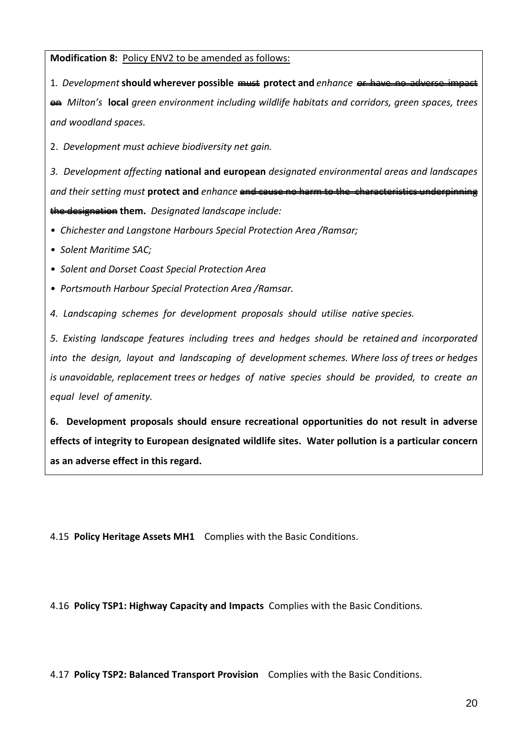**Modification 8:** Policy ENV2 to be amended as follows:

1. *Development* **should wherever possible** ~~must~~ **protect and** *enhance* ~~or have no adverse impact on~~ *Milton's* **local** *green environment including wildlife habitats and corridors, green spaces, trees and woodland spaces.*

2. *Development must achieve biodiversity net gain.*

*3. Development affecting* **national and european** *designated environmental areas and landscapes and their setting must* **protect and** *enhance* ~~and cause no harm to the characteristics underpinning the designation~~ **them.** *Designated landscape include:*

- *Chichester and Langstone Harbours Special Protection Area /Ramsar;*
- *Solent Maritime SAC;*
- *Solent and Dorset Coast Special Protection Area*
- *Portsmouth Harbour Special Protection Area /Ramsar.*

*4. Landscaping schemes for development proposals should utilise native species.*

*5. Existing landscape features including trees and hedges should be retained and incorporated into the design, layout and landscaping of development schemes. Where loss of trees or hedges is unavoidable, replacement trees or hedges of native species should be provided, to create an equal level of amenity.*

**6. Development proposals should ensure recreational opportunities do not result in adverse effects of integrity to European designated wildlife sites. Water pollution is a particular concern as an adverse effect in this regard.**

4.15 **Policy Heritage Assets MH1** Complies with the Basic Conditions.

4.16 **Policy TSP1: Highway Capacity and Impacts** Complies with the Basic Conditions.

4.17 **Policy TSP2: Balanced Transport Provision** Complies with the Basic Conditions.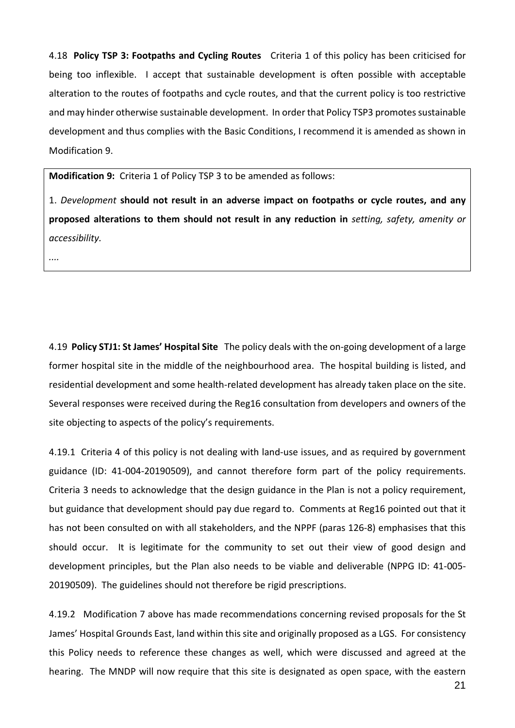4.18 **Policy TSP 3: Footpaths and Cycling Routes** Criteria 1 of this policy has been criticised for being too inflexible. I accept that sustainable development is often possible with acceptable alteration to the routes of footpaths and cycle routes, and that the current policy is too restrictive and may hinder otherwise sustainable development. In order that Policy TSP3 promotes sustainable development and thus complies with the Basic Conditions, I recommend it is amended as shown in Modification 9.

> **Modification 9:** Criteria 1 of Policy TSP 3 to be amended as follows:
>
> 1. *Development* **should not result in an adverse impact on footpaths or cycle routes, and any proposed alterations to them should not result in any reduction in** *setting, safety, amenity or accessibility.*
>
> ....

4.19 **Policy STJ1: St James' Hospital Site** The policy deals with the on-going development of a large former hospital site in the middle of the neighbourhood area. The hospital building is listed, and residential development and some health-related development has already taken place on the site. Several responses were received during the Reg16 consultation from developers and owners of the site objecting to aspects of the policy's requirements.

4.19.1 Criteria 4 of this policy is not dealing with land-use issues, and as required by government guidance (ID: 41-004-20190509), and cannot therefore form part of the policy requirements. Criteria 3 needs to acknowledge that the design guidance in the Plan is not a policy requirement, but guidance that development should pay due regard to. Comments at Reg16 pointed out that it has not been consulted on with all stakeholders, and the NPPF (paras 126-8) emphasises that this should occur. It is legitimate for the community to set out their view of good design and development principles, but the Plan also needs to be viable and deliverable (NPPG ID: 41-005-20190509). The guidelines should not therefore be rigid prescriptions.

4.19.2 Modification 7 above has made recommendations concerning revised proposals for the St James' Hospital Grounds East, land within this site and originally proposed as a LGS. For consistency this Policy needs to reference these changes as well, which were discussed and agreed at the hearing. The MNDP will now require that this site is designated as open space, with the eastern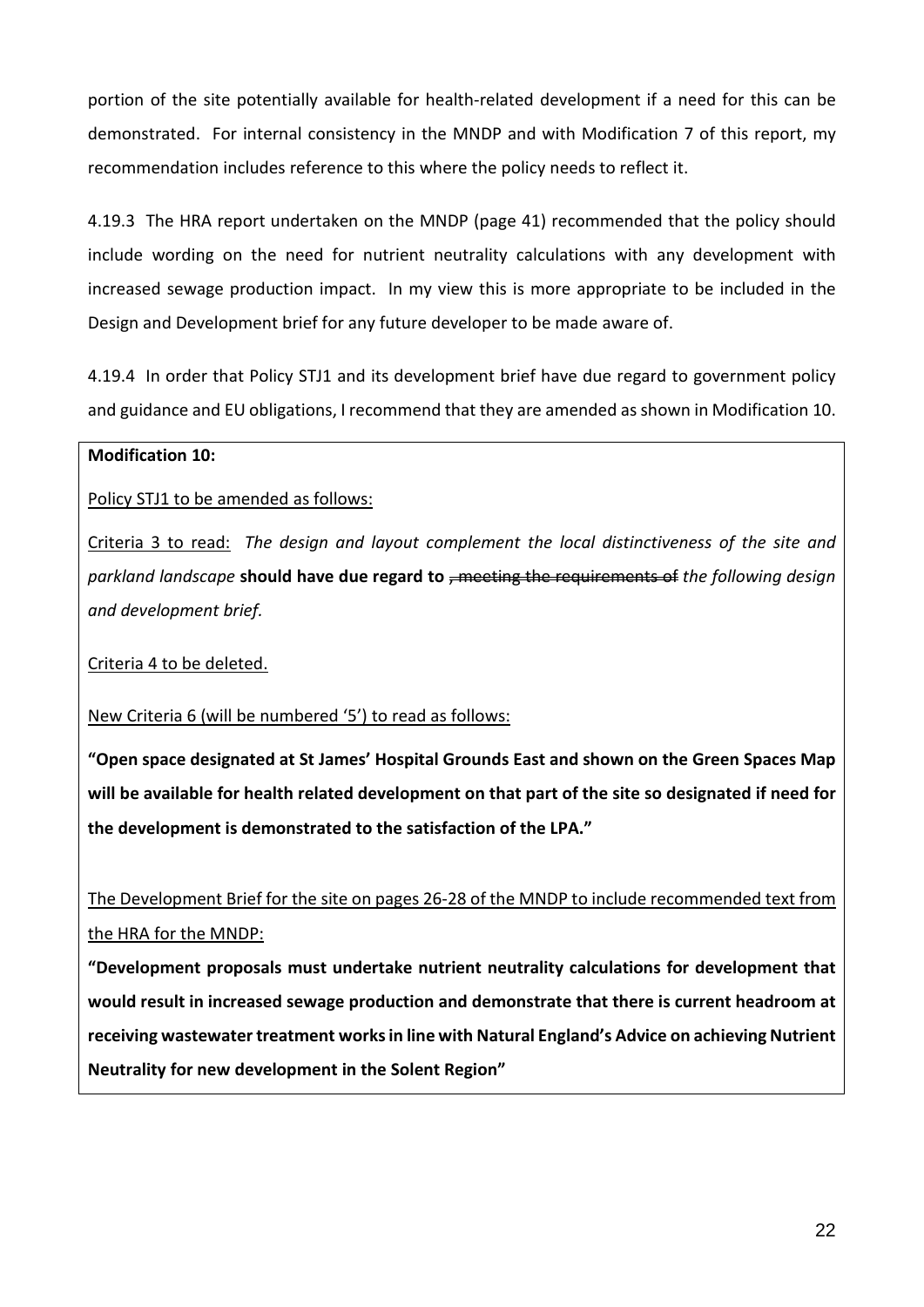portion of the site potentially available for health-related development if a need for this can be demonstrated. For internal consistency in the MNDP and with Modification 7 of this report, my recommendation includes reference to this where the policy needs to reflect it.

4.19.3 The HRA report undertaken on the MNDP (page 41) recommended that the policy should include wording on the need for nutrient neutrality calculations with any development with increased sewage production impact. In my view this is more appropriate to be included in the Design and Development brief for any future developer to be made aware of.

4.19.4 In order that Policy STJ1 and its development brief have due regard to government policy and guidance and EU obligations, I recommend that they are amended as shown in Modification 10.

**Modification 10:**

<u>Policy STJ1 to be amended as follows:</u>

<u>Criteria 3 to read:</u> *The design and layout complement the local distinctiveness of the site and parkland landscape* **should have due regard to** ~~, meeting the requirements of~~ *the following design and development brief.*

<u>Criteria 4 to be deleted.</u>

<u>New Criteria 6 (will be numbered '5') to read as follows:</u>

**"Open space designated at St James' Hospital Grounds East and shown on the Green Spaces Map will be available for health related development on that part of the site so designated if need for the development is demonstrated to the satisfaction of the LPA."**

<u>The Development Brief for the site on pages 26-28 of the MNDP to include recommended text from the HRA for the MNDP:</u>

**"Development proposals must undertake nutrient neutrality calculations for development that would result in increased sewage production and demonstrate that there is current headroom at receiving wastewater treatment works in line with Natural England's Advice on achieving Nutrient Neutrality for new development in the Solent Region"**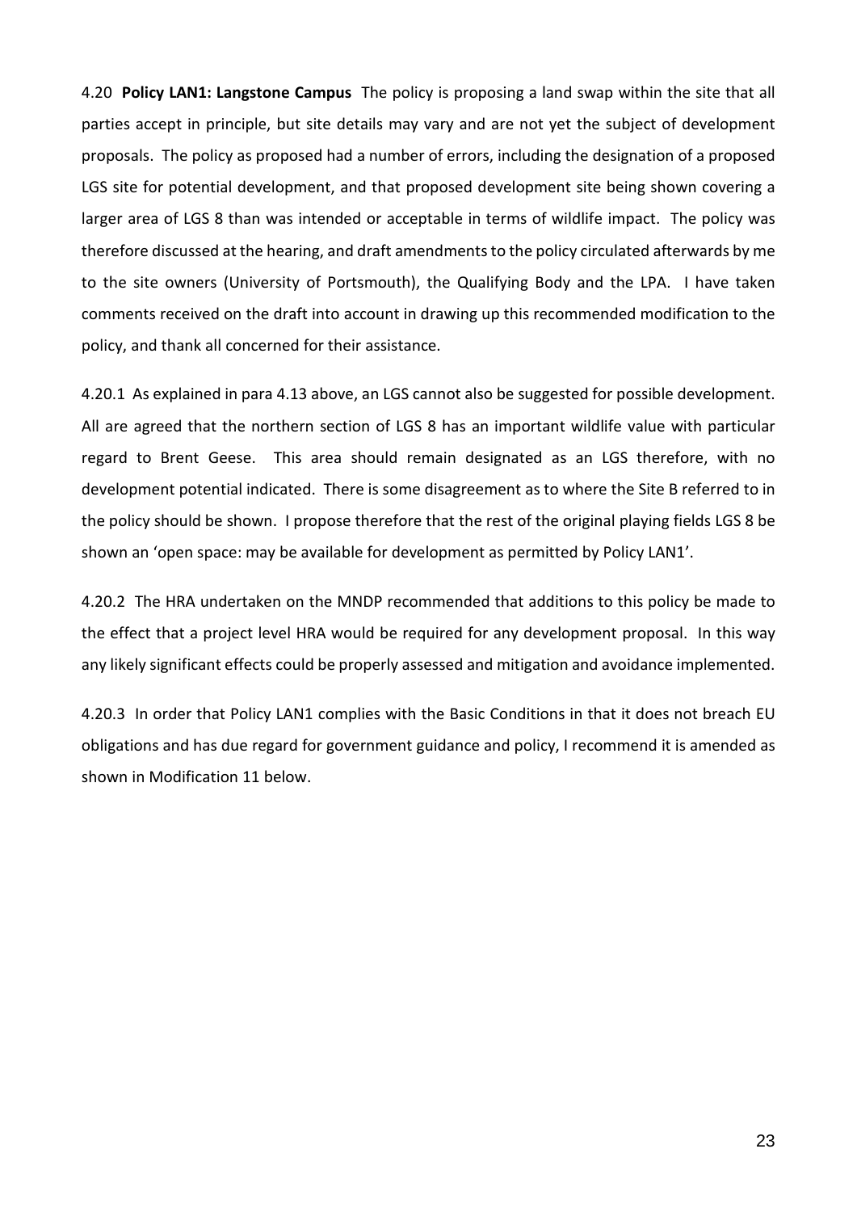4.20 **Policy LAN1: Langstone Campus** The policy is proposing a land swap within the site that all parties accept in principle, but site details may vary and are not yet the subject of development proposals. The policy as proposed had a number of errors, including the designation of a proposed LGS site for potential development, and that proposed development site being shown covering a larger area of LGS 8 than was intended or acceptable in terms of wildlife impact. The policy was therefore discussed at the hearing, and draft amendments to the policy circulated afterwards by me to the site owners (University of Portsmouth), the Qualifying Body and the LPA. I have taken comments received on the draft into account in drawing up this recommended modification to the policy, and thank all concerned for their assistance.

4.20.1 As explained in para 4.13 above, an LGS cannot also be suggested for possible development. All are agreed that the northern section of LGS 8 has an important wildlife value with particular regard to Brent Geese. This area should remain designated as an LGS therefore, with no development potential indicated. There is some disagreement as to where the Site B referred to in the policy should be shown. I propose therefore that the rest of the original playing fields LGS 8 be shown an 'open space: may be available for development as permitted by Policy LAN1'.

4.20.2 The HRA undertaken on the MNDP recommended that additions to this policy be made to the effect that a project level HRA would be required for any development proposal. In this way any likely significant effects could be properly assessed and mitigation and avoidance implemented.

4.20.3 In order that Policy LAN1 complies with the Basic Conditions in that it does not breach EU obligations and has due regard for government guidance and policy, I recommend it is amended as shown in Modification 11 below.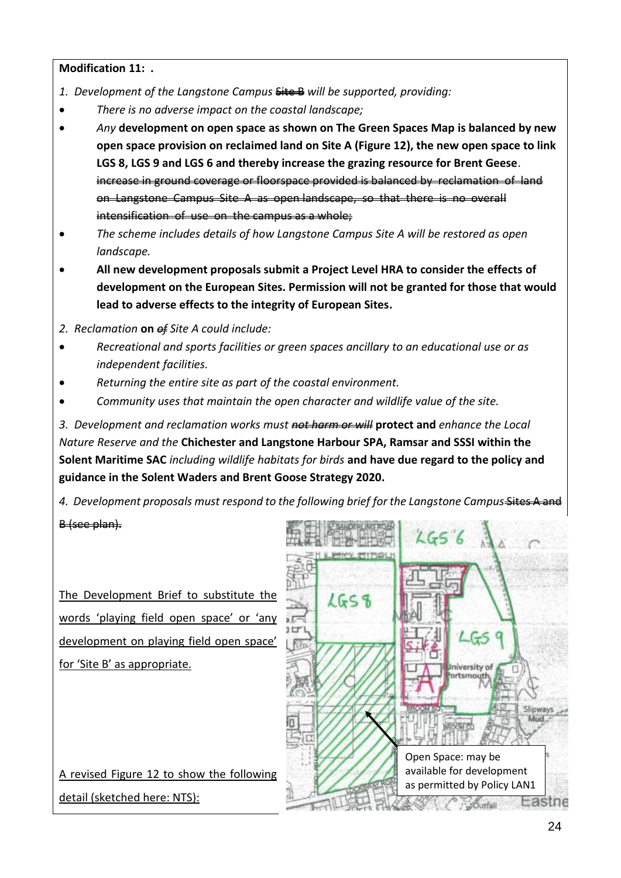**Modification 11: .**

1. *Development of the Langstone Campus* ~~Site B~~ *will be supported, providing:*

- *There is no adverse impact on the coastal landscape;*
- *Any* **development on open space as shown on The Green Spaces Map is balanced by new open space provision on reclaimed land on Site A (Figure 12), the new open space to link LGS 8, LGS 9 and LGS 6 and thereby increase the grazing resource for Brent Geese**. ~~increase in ground coverage or floorspace provided is balanced by reclamation of land on Langstone Campus Site A as open landscape, so that there is no overall intensification of use on the campus as a whole;~~
- *The scheme includes details of how Langstone Campus Site A will be restored as open landscape.*
- **All new development proposals submit a Project Level HRA to consider the effects of development on the European Sites. Permission will not be granted for those that would lead to adverse effects to the integrity of European Sites.**

2. *Reclamation* **on** ~~*of*~~ *Site A could include:*

- *Recreational and sports facilities or green spaces ancillary to an educational use or as independent facilities.*
- *Returning the entire site as part of the coastal environment.*
- *Community uses that maintain the open character and wildlife value of the site.*

3. *Development and reclamation works must* ~~*not harm or will*~~ **protect and** *enhance the Local Nature Reserve and the* **Chichester and Langstone Harbour SPA, Ramsar and SSSI within the Solent Maritime SAC** *including wildlife habitats for birds* **and have due regard to the policy and guidance in the Solent Waders and Brent Goose Strategy 2020.**

4. *Development proposals must respond to the following brief for the Langstone Campus* ~~Sites A and B (see plan).~~

<u>The Development Brief to substitute the words 'playing field open space' or 'any development on playing field open space' for 'Site B' as appropriate.</u>

<u>A revised Figure 12 to show the following detail (sketched here: NTS):</u>

Open Space: may be available for development as permitted by Policy LAN1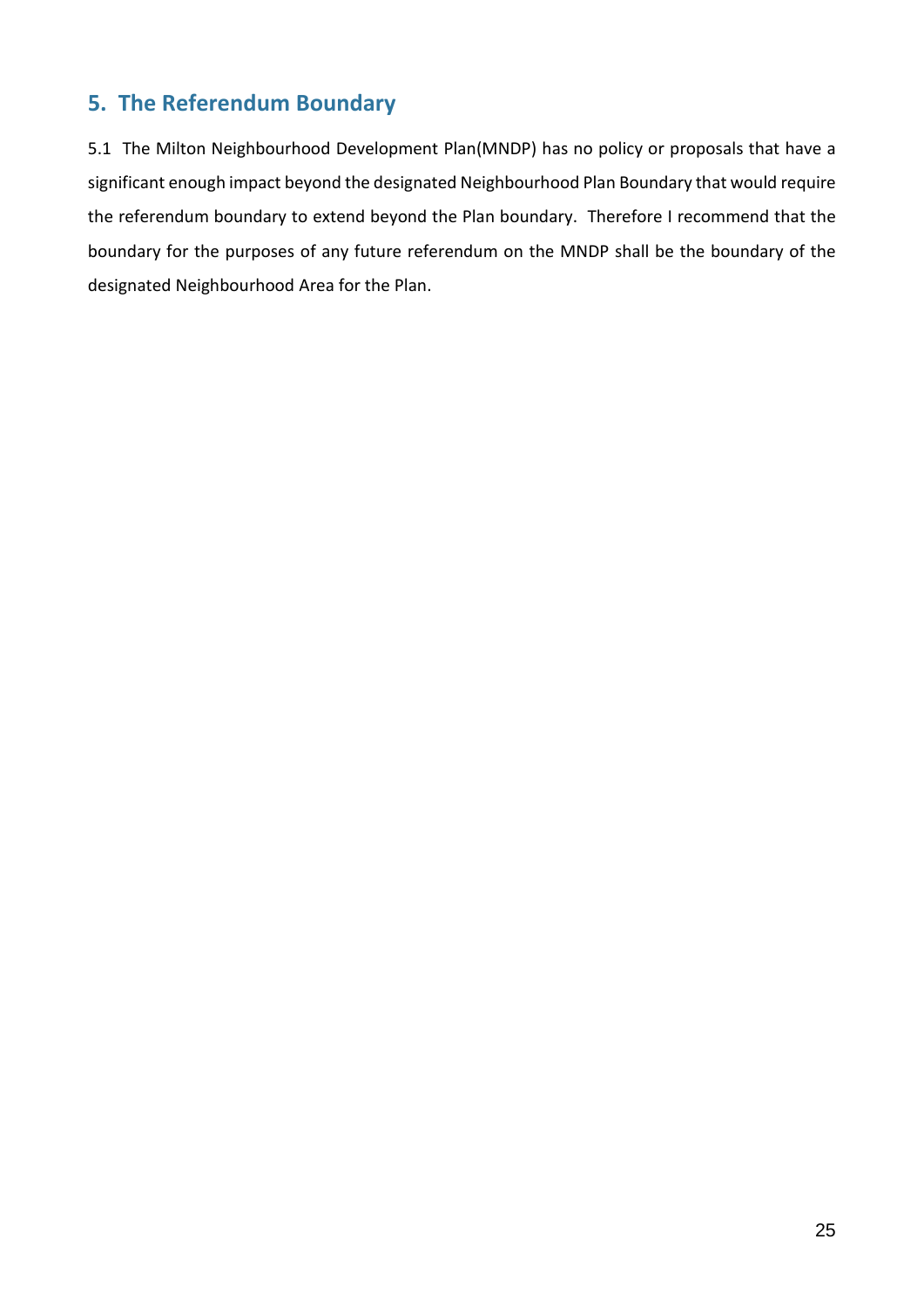## 5. The Referendum Boundary

5.1 The Milton Neighbourhood Development Plan(MNDP) has no policy or proposals that have a significant enough impact beyond the designated Neighbourhood Plan Boundary that would require the referendum boundary to extend beyond the Plan boundary. Therefore I recommend that the boundary for the purposes of any future referendum on the MNDP shall be the boundary of the designated Neighbourhood Area for the Plan.